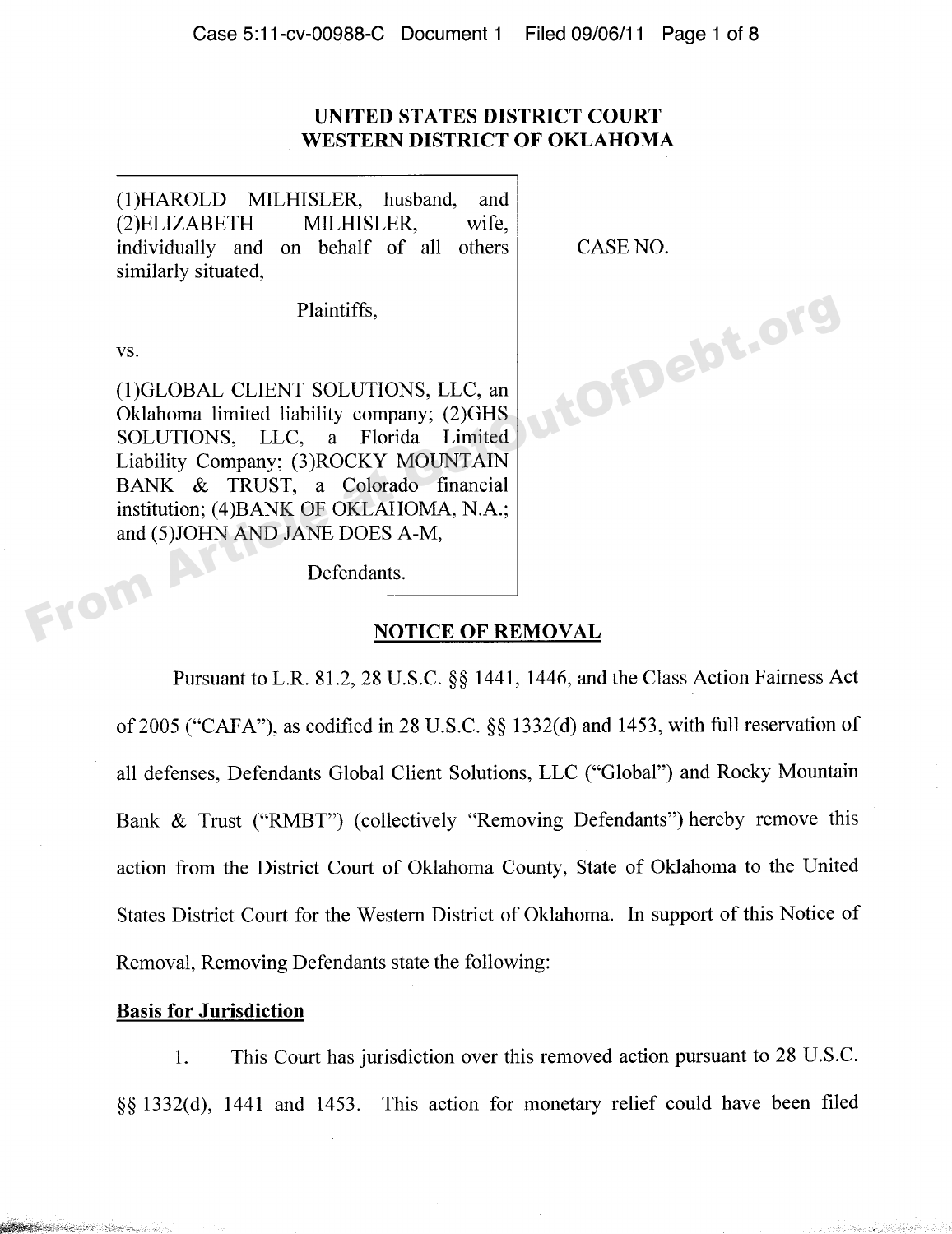# UNITED STATES DISTRICT COURT
# WESTERN DISTRICT OF OKLAHOMA

| | |
|---|---|
| (1)HAROLD MILHISLER, husband, and (2)ELIZABETH MILHISLER, wife, individually and on behalf of all others similarly situated,<br><br>Plaintiffs,<br><br>vs.<br><br>(1)GLOBAL CLIENT SOLUTIONS, LLC, an Oklahoma limited liability company; (2)GHS SOLUTIONS, LLC, a Florida Limited Liability Company; (3)ROCKY MOUNTAIN BANK & TRUST, a Colorado financial institution; (4)BANK OF OKLAHOMA, N.A.; and (5)JOHN AND JANE DOES A-M,<br><br>Defendants. | CASE NO. |

## NOTICE OF REMOVAL

Pursuant to L.R. 81.2, 28 U.S.C. §§ 1441, 1446, and the Class Action Fairness Act of 2005 ("CAFA"), as codified in 28 U.S.C. §§ 1332(d) and 1453, with full reservation of all defenses, Defendants Global Client Solutions, LLC ("Global") and Rocky Mountain Bank & Trust ("RMBT") (collectively "Removing Defendants") hereby remove this action from the District Court of Oklahoma County, State of Oklahoma to the United States District Court for the Western District of Oklahoma. In support of this Notice of Removal, Removing Defendants state the following:

**Basis for Jurisdiction**

1. This Court has jurisdiction over this removed action pursuant to 28 U.S.C. §§ 1332(d), 1441 and 1453. This action for monetary relief could have been filed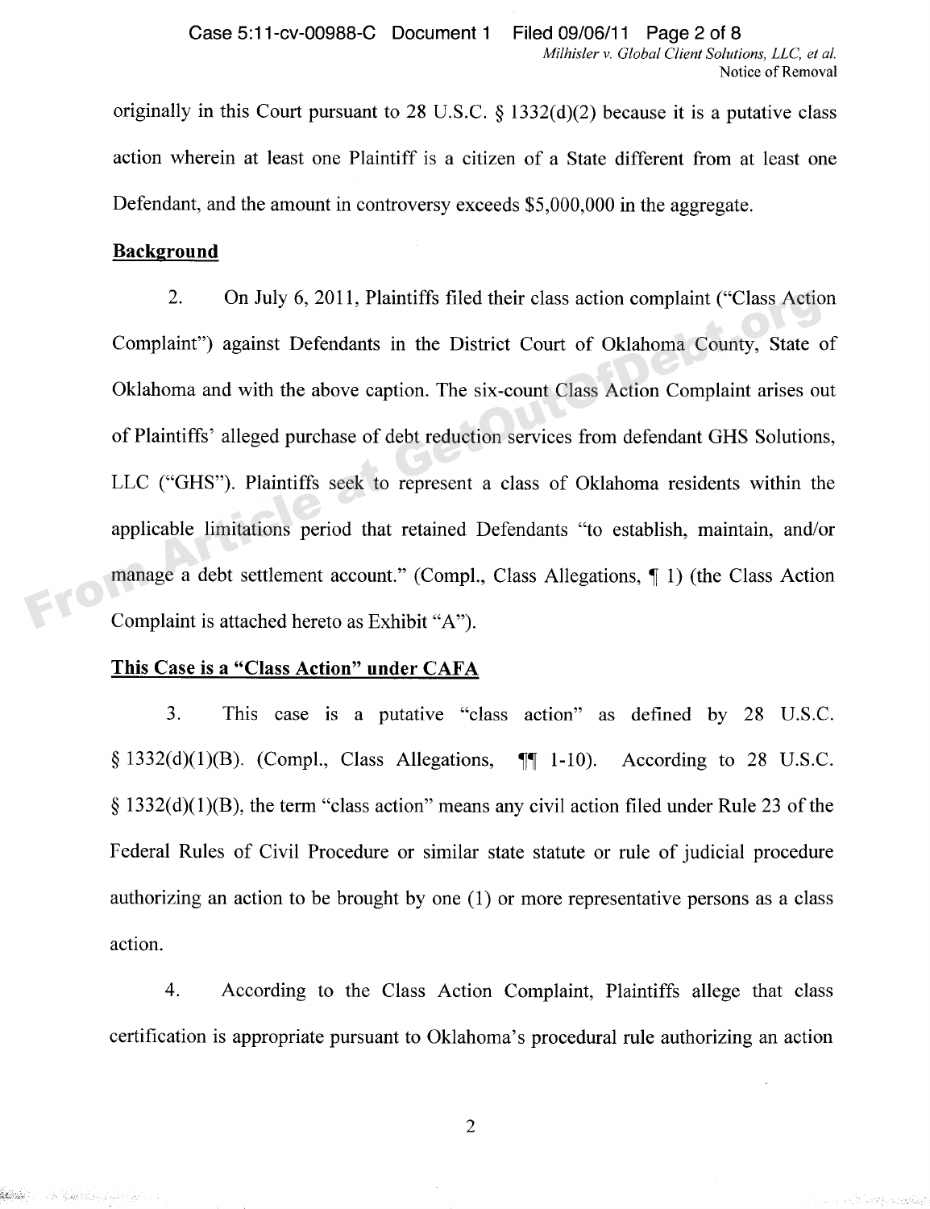originally in this Court pursuant to 28 U.S.C. § 1332(d)(2) because it is a putative class action wherein at least one Plaintiff is a citizen of a State different from at least one Defendant, and the amount in controversy exceeds $5,000,000 in the aggregate.

**Background**

2. On July 6, 2011, Plaintiffs filed their class action complaint ("Class Action Complaint") against Defendants in the District Court of Oklahoma County, State of Oklahoma and with the above caption. The six-count Class Action Complaint arises out of Plaintiffs' alleged purchase of debt reduction services from defendant GHS Solutions, LLC ("GHS"). Plaintiffs seek to represent a class of Oklahoma residents within the applicable limitations period that retained Defendants "to establish, maintain, and/or manage a debt settlement account." (Compl., Class Allegations, ¶ 1) (the Class Action Complaint is attached hereto as Exhibit "A").

**This Case is a "Class Action" under CAFA**

3. This case is a putative "class action" as defined by 28 U.S.C. § 1332(d)(1)(B). (Compl., Class Allegations, ¶¶ 1-10). According to 28 U.S.C. § 1332(d)(1)(B), the term "class action" means any civil action filed under Rule 23 of the Federal Rules of Civil Procedure or similar state statute or rule of judicial procedure authorizing an action to be brought by one (1) or more representative persons as a class action.

4. According to the Class Action Complaint, Plaintiffs allege that class certification is appropriate pursuant to Oklahoma's procedural rule authorizing an action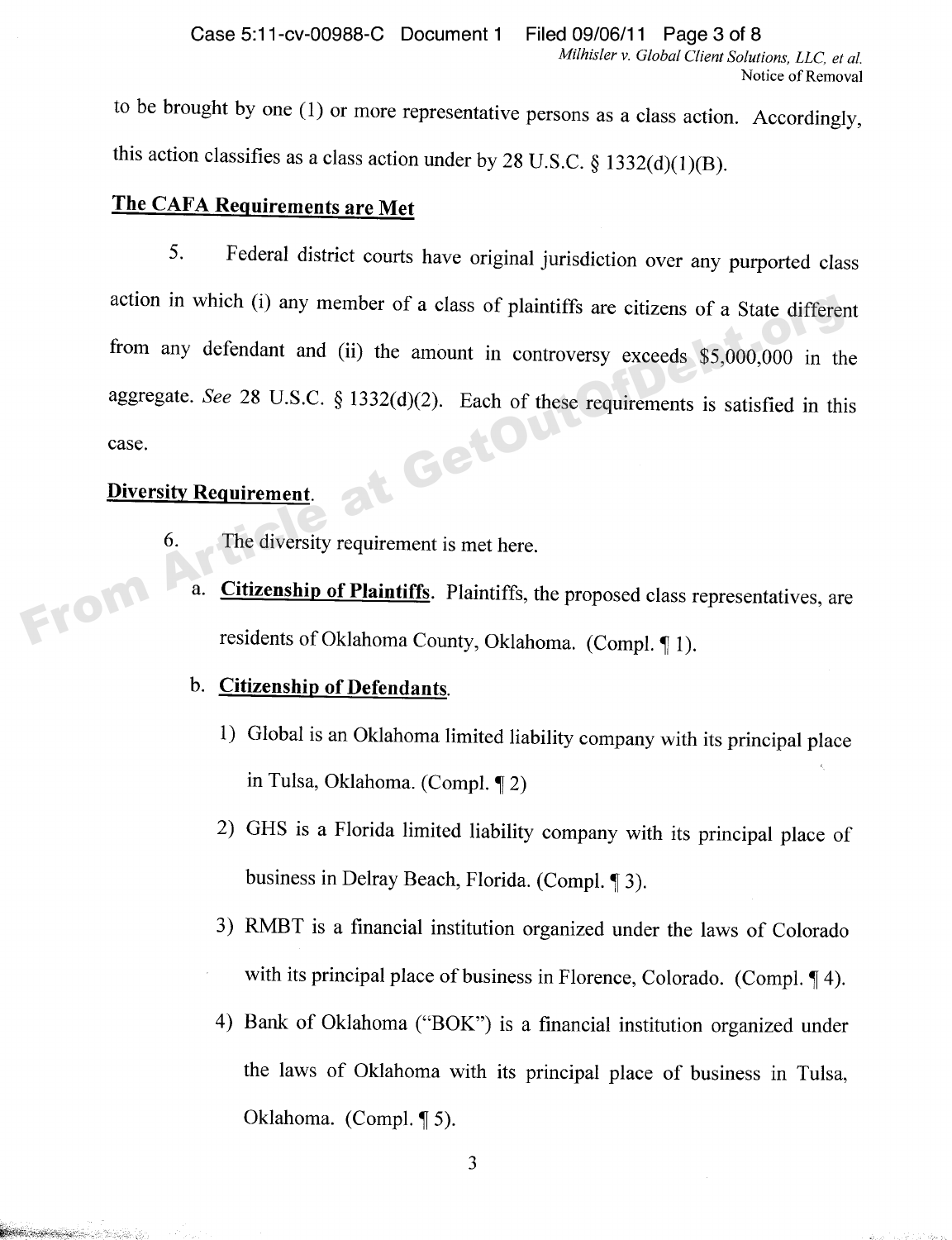to be brought by one (1) or more representative persons as a class action. Accordingly, this action classifies as a class action under by 28 U.S.C. § 1332(d)(1)(B).

**The CAFA Requirements are Met**

5. Federal district courts have original jurisdiction over any purported class action in which (i) any member of a class of plaintiffs are citizens of a State different from any defendant and (ii) the amount in controversy exceeds $5,000,000 in the aggregate. *See* 28 U.S.C. § 1332(d)(2). Each of these requirements is satisfied in this case.

**Diversity Requirement**.

6. The diversity requirement is met here.

   a. **Citizenship of Plaintiffs**. Plaintiffs, the proposed class representatives, are residents of Oklahoma County, Oklahoma. (Compl. ¶ 1).

   b. **Citizenship of Defendants**.

      1) Global is an Oklahoma limited liability company with its principal place in Tulsa, Oklahoma. (Compl. ¶ 2)

      2) GHS is a Florida limited liability company with its principal place of business in Delray Beach, Florida. (Compl. ¶ 3).

      3) RMBT is a financial institution organized under the laws of Colorado with its principal place of business in Florence, Colorado. (Compl. ¶ 4).

      4) Bank of Oklahoma ("BOK") is a financial institution organized under the laws of Oklahoma with its principal place of business in Tulsa, Oklahoma. (Compl. ¶ 5).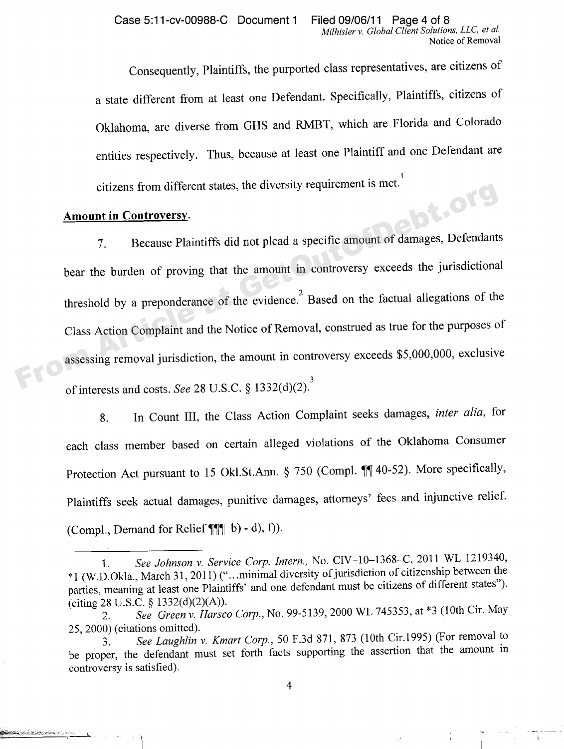Consequently, Plaintiffs, the purported class representatives, are citizens of a state different from at least one Defendant. Specifically, Plaintiffs, citizens of Oklahoma, are diverse from GHS and RMBT, which are Florida and Colorado entities respectively. Thus, because at least one Plaintiff and one Defendant are citizens from different states, the diversity requirement is met.[1]

**Amount in Controversy.**

7. Because Plaintiffs did not plead a specific amount of damages, Defendants bear the burden of proving that the amount in controversy exceeds the jurisdictional threshold by a preponderance of the evidence.[2] Based on the factual allegations of the Class Action Complaint and the Notice of Removal, construed as true for the purposes of assessing removal jurisdiction, the amount in controversy exceeds $5,000,000, exclusive of interests and costs. *See* 28 U.S.C. § 1332(d)(2).[3]

8. In Count III, the Class Action Complaint seeks damages, *inter alia*, for each class member based on certain alleged violations of the Oklahoma Consumer Protection Act pursuant to 15 Okl.St.Ann. § 750 (Compl. ¶¶ 40-52). More specifically, Plaintiffs seek actual damages, punitive damages, attorneys' fees and injunctive relief. (Compl., Demand for Relief ¶¶¶ b) - d), f)).

---

1. *See Johnson v. Service Corp. Intern.*, No. CIV–10–1368–C, 2011 WL 1219340, *1 (W.D.Okla., March 31, 2011) ("…minimal diversity of jurisdiction of citizenship between the parties, meaning at least one Plaintiffs' and one defendant must be citizens of different states"). (citing 28 U.S.C. § 1332(d)(2)(A)).

2. *See Green v. Harsco Corp.*, No. 99-5139, 2000 WL 745353, at *3 (10th Cir. May 25, 2000) (citations omitted).

3. *See Laughlin v. Kmart Corp.*, 50 F.3d 871, 873 (10th Cir.1995) (For removal to be proper, the defendant must set forth facts supporting the assertion that the amount in controversy is satisfied).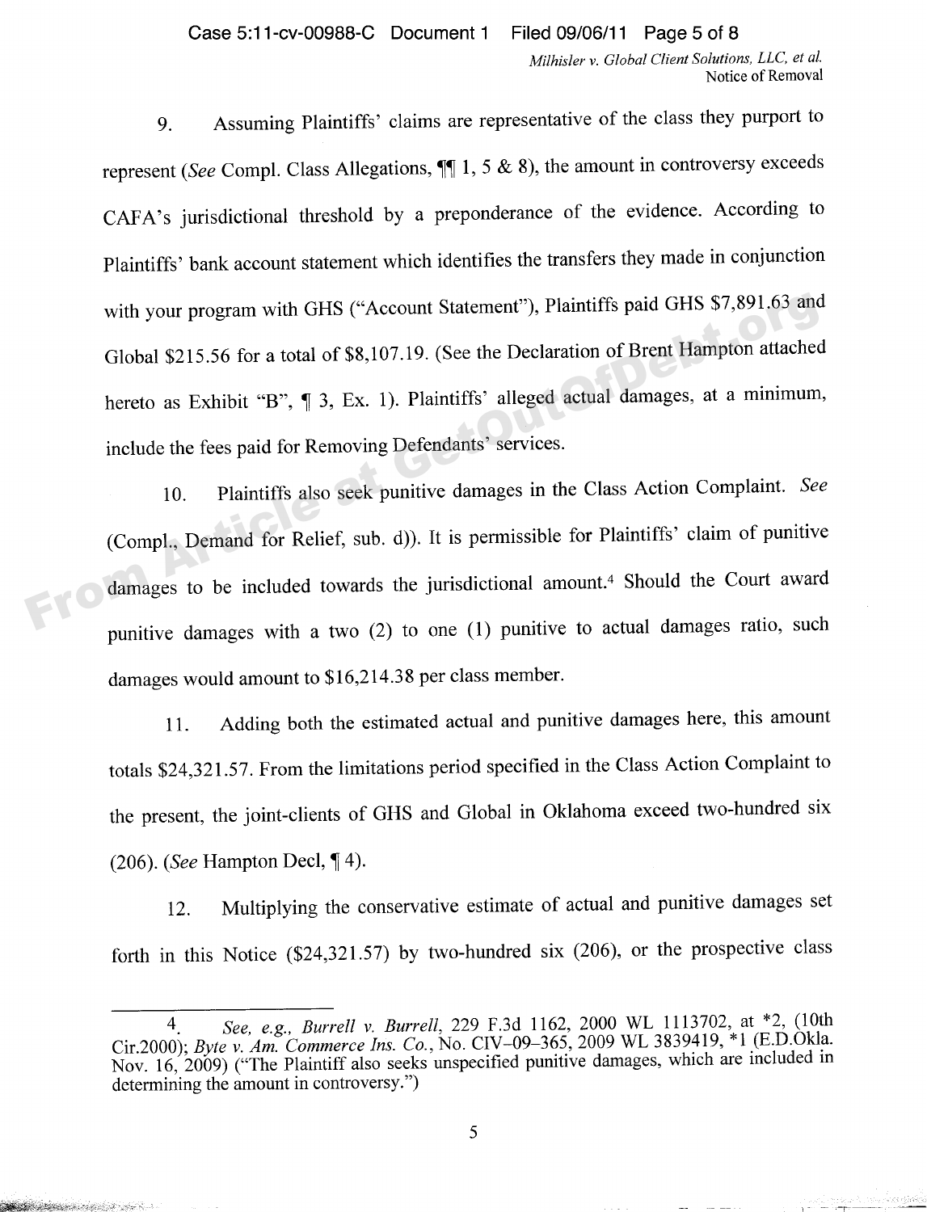9. Assuming Plaintiffs' claims are representative of the class they purport to represent (*See* Compl. Class Allegations, ¶¶ 1, 5 & 8), the amount in controversy exceeds CAFA's jurisdictional threshold by a preponderance of the evidence. According to Plaintiffs' bank account statement which identifies the transfers they made in conjunction with your program with GHS ("Account Statement"), Plaintiffs paid GHS $7,891.63 and Global $215.56 for a total of $8,107.19. (See the Declaration of Brent Hampton attached hereto as Exhibit "B", ¶ 3, Ex. 1). Plaintiffs' alleged actual damages, at a minimum, include the fees paid for Removing Defendants' services.

10. Plaintiffs also seek punitive damages in the Class Action Complaint. *See* (Compl., Demand for Relief, sub. d)). It is permissible for Plaintiffs' claim of punitive damages to be included towards the jurisdictional amount.[4] Should the Court award punitive damages with a two (2) to one (1) punitive to actual damages ratio, such damages would amount to $16,214.38 per class member.

11. Adding both the estimated actual and punitive damages here, this amount totals $24,321.57. From the limitations period specified in the Class Action Complaint to the present, the joint-clients of GHS and Global in Oklahoma exceed two-hundred six (206). (*See* Hampton Decl, ¶ 4).

12. Multiplying the conservative estimate of actual and punitive damages set forth in this Notice ($24,321.57) by two-hundred six (206), or the prospective class

---

4. *See, e.g., Burrell v. Burrell*, 229 F.3d 1162, 2000 WL 1113702, at *2, (10th Cir.2000); *Byte v. Am. Commerce Ins. Co.*, No. CIV–09–365, 2009 WL 3839419, *1 (E.D.Okla. Nov. 16, 2009) ("The Plaintiff also seeks unspecified punitive damages, which are included in determining the amount in controversy.")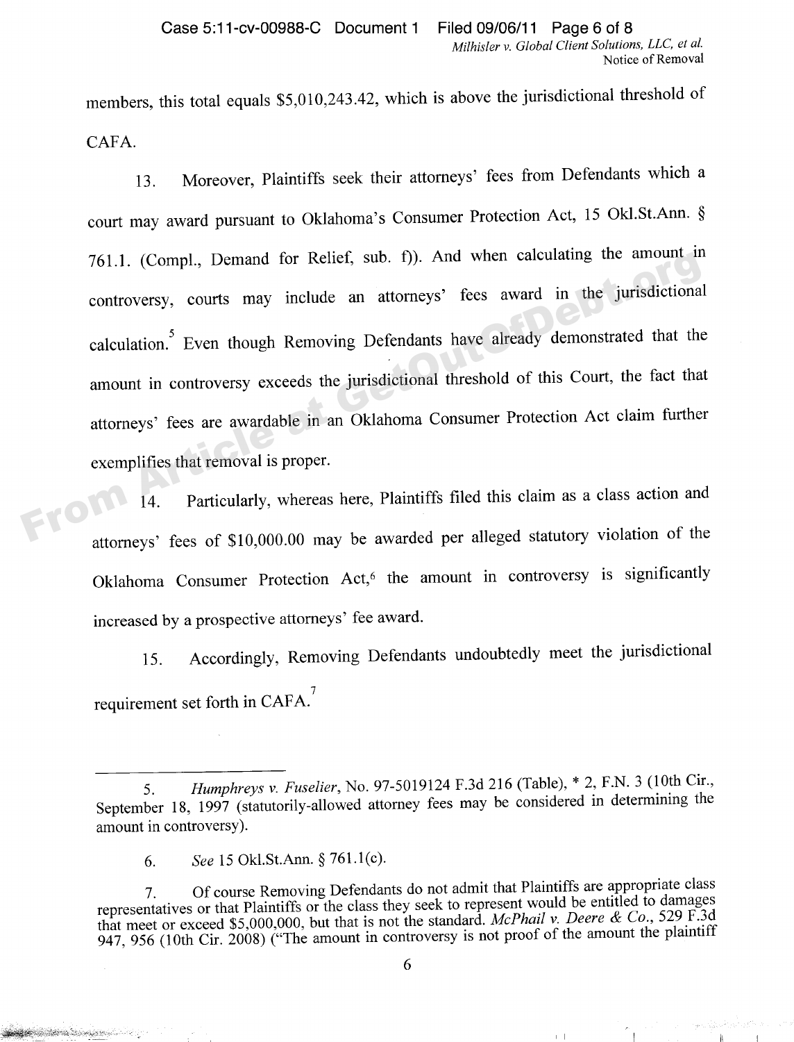members, this total equals $5,010,243.42, which is above the jurisdictional threshold of CAFA.

13. Moreover, Plaintiffs seek their attorneys' fees from Defendants which a court may award pursuant to Oklahoma's Consumer Protection Act, 15 Okl.St.Ann. § 761.1. (Compl., Demand for Relief, sub. f)). And when calculating the amount in controversy, courts may include an attorneys' fees award in the jurisdictional calculation.[5] Even though Removing Defendants have already demonstrated that the amount in controversy exceeds the jurisdictional threshold of this Court, the fact that attorneys' fees are awardable in an Oklahoma Consumer Protection Act claim further exemplifies that removal is proper.

14. Particularly, whereas here, Plaintiffs filed this claim as a class action and attorneys' fees of $10,000.00 may be awarded per alleged statutory violation of the Oklahoma Consumer Protection Act,[6] the amount in controversy is significantly increased by a prospective attorneys' fee award.

15. Accordingly, Removing Defendants undoubtedly meet the jurisdictional requirement set forth in CAFA.[7]

---

5. *Humphreys v. Fuselier*, No. 97-5019124 F.3d 216 (Table), * 2, F.N. 3 (10th Cir., September 18, 1997 (statutorily-allowed attorney fees may be considered in determining the amount in controversy).

6. *See* 15 Okl.St.Ann. § 761.1(c).

7. Of course Removing Defendants do not admit that Plaintiffs are appropriate class representatives or that Plaintiffs or the class they seek to represent would be entitled to damages that meet or exceed $5,000,000, but that is not the standard. *McPhail v. Deere & Co.*, 529 F.3d 947, 956 (10th Cir. 2008) ("The amount in controversy is not proof of the amount the plaintiff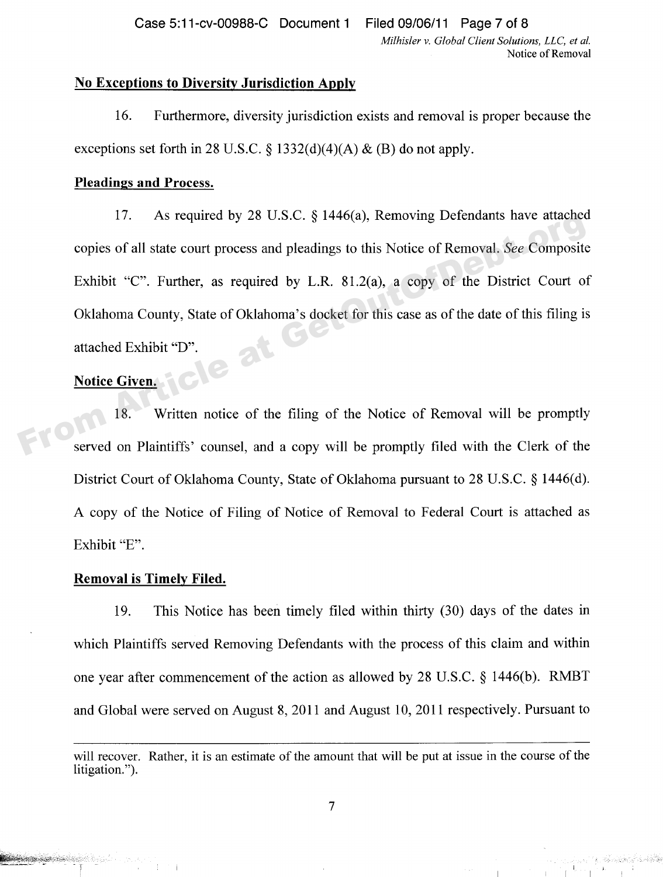**No Exceptions to Diversity Jurisdiction Apply**

16. Furthermore, diversity jurisdiction exists and removal is proper because the exceptions set forth in 28 U.S.C. § 1332(d)(4)(A) & (B) do not apply.

**Pleadings and Process.**

17. As required by 28 U.S.C. § 1446(a), Removing Defendants have attached copies of all state court process and pleadings to this Notice of Removal. *See* Composite Exhibit "C". Further, as required by L.R. 81.2(a), a copy of the District Court of Oklahoma County, State of Oklahoma's docket for this case as of the date of this filing is attached Exhibit "D".

**Notice Given.**

18. Written notice of the filing of the Notice of Removal will be promptly served on Plaintiffs' counsel, and a copy will be promptly filed with the Clerk of the District Court of Oklahoma County, State of Oklahoma pursuant to 28 U.S.C. § 1446(d). A copy of the Notice of Filing of Notice of Removal to Federal Court is attached as Exhibit "E".

**Removal is Timely Filed.**

19. This Notice has been timely filed within thirty (30) days of the dates in which Plaintiffs served Removing Defendants with the process of this claim and within one year after commencement of the action as allowed by 28 U.S.C. § 1446(b). RMBT and Global were served on August 8, 2011 and August 10, 2011 respectively. Pursuant to

---

will recover. Rather, it is an estimate of the amount that will be put at issue in the course of the litigation.").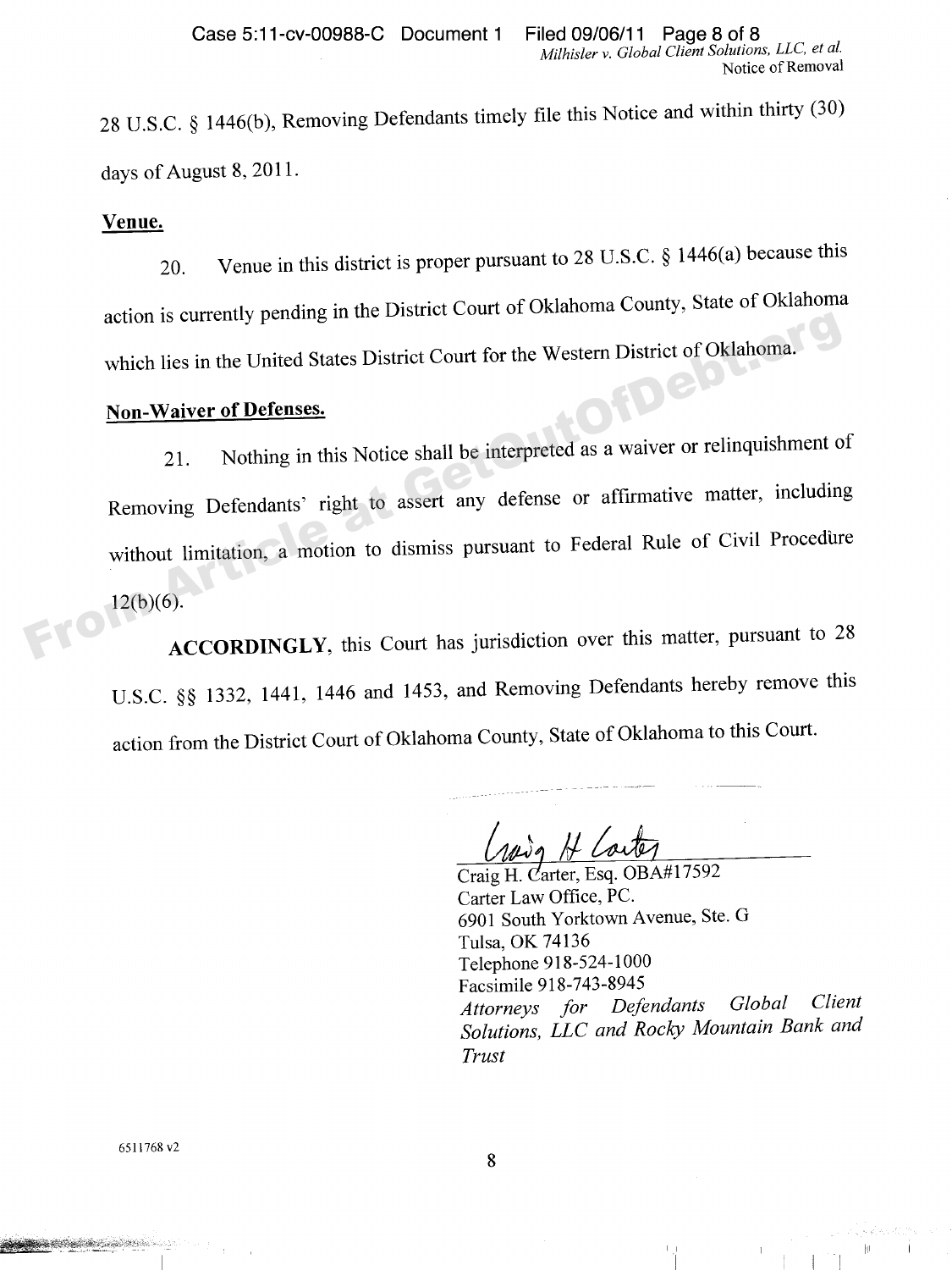28 U.S.C. § 1446(b), Removing Defendants timely file this Notice and within thirty (30) days of August 8, 2011.

**Venue.**

20. Venue in this district is proper pursuant to 28 U.S.C. § 1446(a) because this action is currently pending in the District Court of Oklahoma County, State of Oklahoma which lies in the United States District Court for the Western District of Oklahoma.

**Non-Waiver of Defenses.**

21. Nothing in this Notice shall be interpreted as a waiver or relinquishment of Removing Defendants' right to assert any defense or affirmative matter, including without limitation, a motion to dismiss pursuant to Federal Rule of Civil Procedure 12(b)(6).

**ACCORDINGLY**, this Court has jurisdiction over this matter, pursuant to 28 U.S.C. §§ 1332, 1441, 1446 and 1453, and Removing Defendants hereby remove this action from the District Court of Oklahoma County, State of Oklahoma to this Court.

Craig H. Carter, Esq. OBA#17592
Carter Law Office, PC.
6901 South Yorktown Avenue, Ste. G
Tulsa, OK 74136
Telephone 918-524-1000
Facsimile 918-743-8945
*Attorneys for Defendants Global Client Solutions, LLC and Rocky Mountain Bank and Trust*

6511768 v2